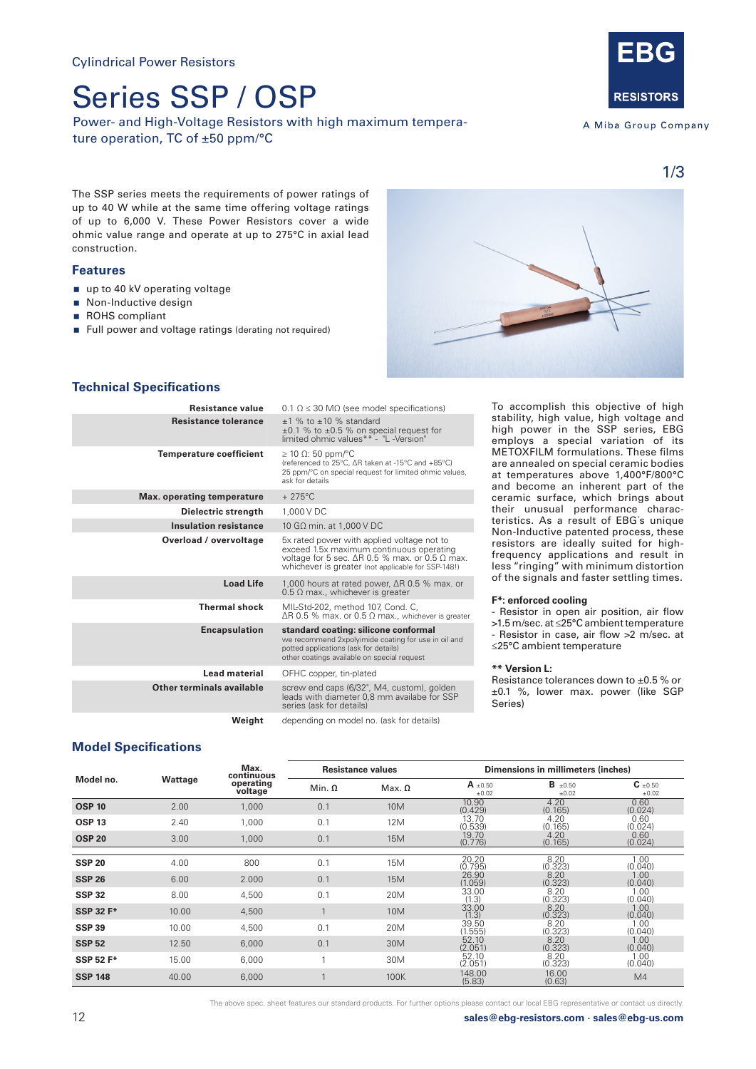Cylindrical Power Resistors

# Series SSP / OSP

Power- and High-Voltage Resistors with high maximum temperature operation, TC of ±50 ppm/°C

EBG RESISTORS

A Miba Group Company

The SSP series meets the requirements of power ratings of up to 40 W while at the same time offering voltage ratings of up to 6,000 V. These Power Resistors cover a wide ohmic value range and operate at up to 275°C in axial lead construction.

### Features

- up to 40 kV operating voltage
- Non-Inductive design
- ROHS compliant
- Full power and voltage ratings (derating not required)

## Technical Specifications

| | |
|---|---|
| **Resistance value** | 0.1 Ω ≤ 30 MΩ (see model specifications) |
| **Resistance tolerance** | ±1 % to ±10 % standard<br>±0.1 % to ±0.5 % on special request for limited ohmic values** - "L -Version" |
| **Temperature coefficient** | ≥ 10 Ω: 50 ppm/°C<br>(referenced to 25°C, ΔR taken at -15°C and +85°C)<br>25 ppm/°C on special request for limited ohmic values, ask for details |
| **Max. operating temperature** | + 275°C |
| **Dielectric strength** | 1,000 V DC |
| **Insulation resistance** | 10 GΩ min. at 1,000 V DC |
| **Overload / overvoltage** | 5x rated power with applied voltage not to exceed 1.5x maximum continuous operating voltage for 5 sec. ΔR 0.5 % max. or 0.5 Ω max. whichever is greater (not applicable for SSP-148!) |
| **Load Life** | 1,000 hours at rated power, ΔR 0.5 % max. or 0.5 Ω max., whichever is greater |
| **Thermal shock** | MIL-Std-202, method 107, Cond. C,<br>ΔR 0.5 % max. or 0.5 Ω max., whichever is greater |
| **Encapsulation** | **standard coating: silicone conformal**<br>we recommend 2xpolyimide coating for use in oil and potted applications (ask for details)<br>other coatings available on special request |
| **Lead material** | OFHC copper, tin-plated |
| **Other terminals available** | screw end caps (6/32", M4, custom), golden leads with diameter 0,8 mm availabe for SSP series (ask for details) |
| **Weight** | depending on model no. (ask for details) |

To accomplish this objective of high stability, high value, high voltage and high power in the SSP series, EBG employs a special variation of its METOXFILM formulations. These films are annealed on special ceramic bodies at temperatures above 1,400°F/800°C and become an inherent part of the ceramic surface, which brings about their unusual performance characteristics. As a result of EBG´s unique Non-Inductive patented process, these resistors are ideally suited for high-frequency applications and result in less "ringing" with minimum distortion of the signals and faster settling times.

**F*: enforced cooling**
- Resistor in open air position, air flow >1.5 m/sec. at ≤25°C ambient temperature
- Resistor in case, air flow >2 m/sec. at ≤25°C ambient temperature

**** Version L:**
Resistance tolerances down to ±0.5 % or ±0.1 %, lower max. power (like SGP Series)

## Model Specifications

| Model no. | Wattage | Max. continuous operating voltage | Resistance values | | Dimensions in millimeters (inches) | | |
|---|---|---|---|---|---|---|---|
| | | | Min. Ω | Max. Ω | A ±0.50 ±0.02 | B ±0.50 ±0.02 | C ±0.50 ±0.02 |
| **OSP 10** | 2.00 | 1,000 | 0.1 | 10M | 10.90 (0.429) | 4.20 (0.165) | 0.60 (0.024) |
| **OSP 13** | 2.40 | 1,000 | 0.1 | 12M | 13.70 (0.539) | 4.20 (0.165) | 0.60 (0.024) |
| **OSP 20** | 3.00 | 1,000 | 0.1 | 15M | 19.70 (0.776) | 4.20 (0.165) | 0.60 (0.024) |
| **SSP 20** | 4.00 | 800 | 0.1 | 15M | 20.20 (0.795) | 8.20 (0.323) | 1.00 (0.040) |
| **SSP 26** | 6.00 | 2.000 | 0.1 | 15M | 26.90 (1.059) | 8.20 (0.323) | 1.00 (0.040) |
| **SSP 32** | 8.00 | 4,500 | 0.1 | 20M | 33.00 (1.3) | 8.20 (0.323) | 1.00 (0.040) |
| **SSP 32 F*** | 10.00 | 4,500 | 1 | 10M | 33.00 (1.3) | 8.20 (0.323) | 1.00 (0.040) |
| **SSP 39** | 10.00 | 4,500 | 0.1 | 20M | 39.50 (1.555) | 8.20 (0.323) | 1.00 (0.040) |
| **SSP 52** | 12.50 | 6,000 | 0.1 | 30M | 52.10 (2.051) | 8.20 (0.323) | 1.00 (0.040) |
| **SSP 52 F*** | 15.00 | 6,000 | 1 | 30M | 52.10 (2.051) | 8.20 (0.323) | 1.00 (0.040) |
| **SSP 148** | 40.00 | 6,000 | 1 | 100K | 148.00 (5.83) | 16.00 (0.63) | M4 |

The above spec. sheet features our standard products. For further options please contact our local EBG representative or contact us directly.

sales@ebg-resistors.com · sales@ebg-us.com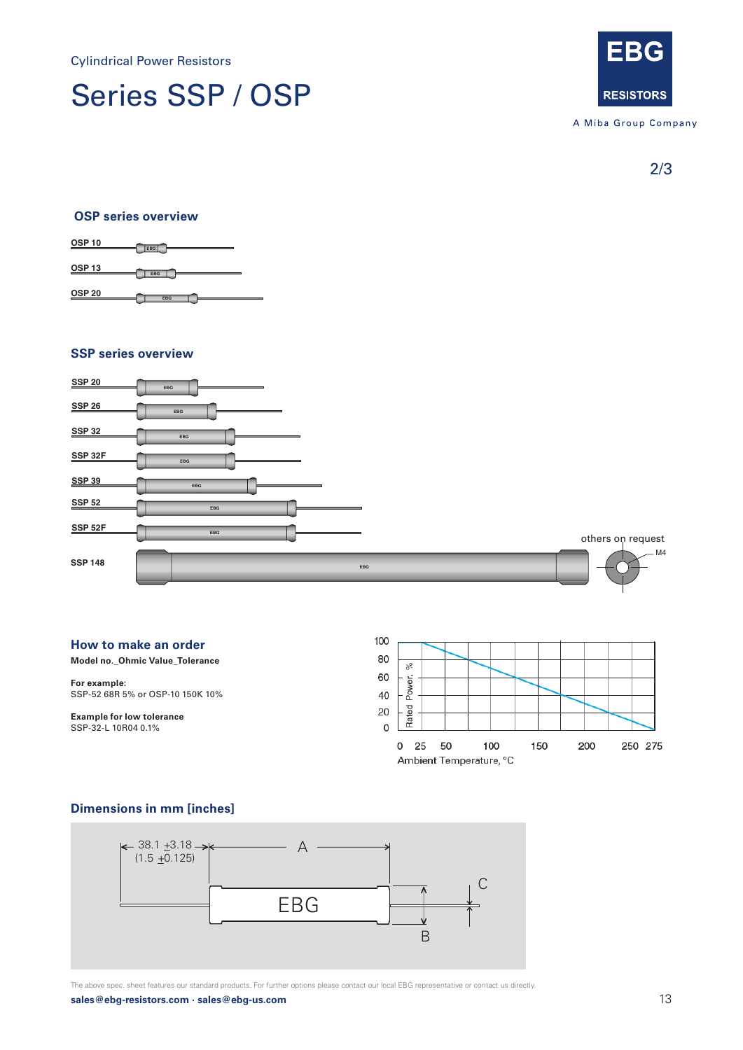Cylindrical Power Resistors

# Series SSP / OSP

## OSP series overview

- OSP 10
- OSP 13
- OSP 20

## SSP series overview

- SSP 20
- SSP 26
- SSP 32
- SSP 32F
- SSP 39
- SSP 52
- SSP 52F
- SSP 148

others on request

M4

## How to make an order

**Model no._Ohmic Value_Tolerance**

**For example:**
SSP-52 68R 5% or OSP-10 150K 10%

**Example for low tolerance**
SSP-32-L 10R04 0.1%

Rated Power, % (0, 20, 40, 60, 80, 100)

Ambient Temperature, °C (0, 25, 50, 100, 150, 200, 250, 275)

## Dimensions in mm [inches]

38.1 ±3.18 (1.5 ±0.125)

A

B

C

EBG

The above spec. sheet features our standard products. For further options please contact our local EBG representative or contact us directly.

**sales@ebg-resistors.com · sales@ebg-us.com**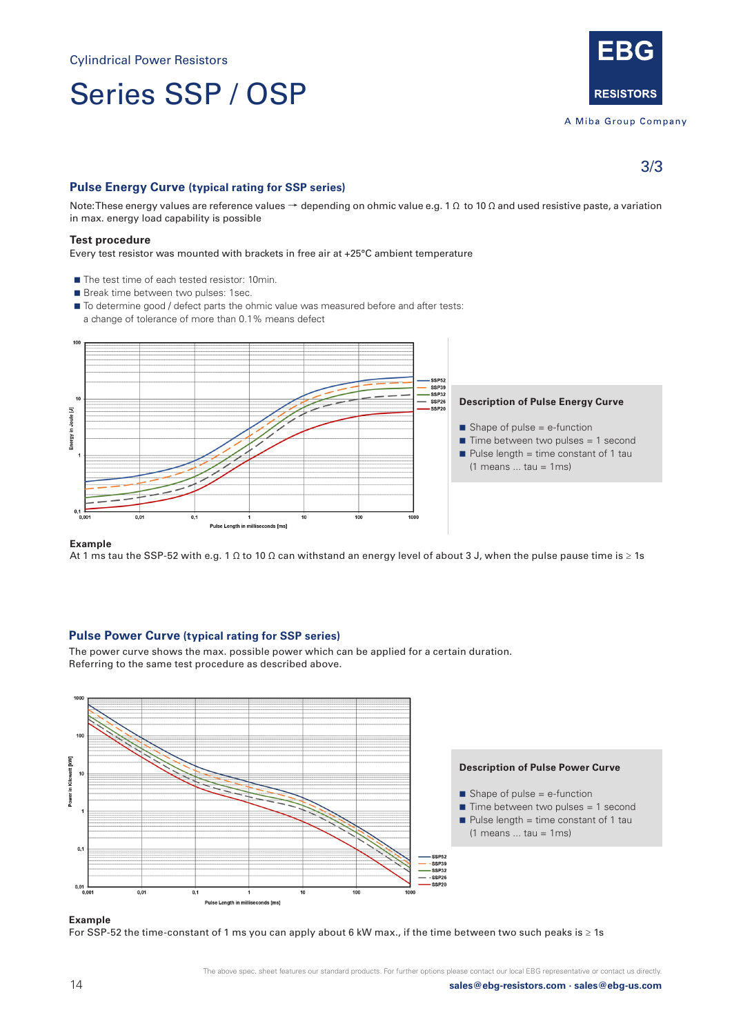Cylindrical Power Resistors

# Series SSP / OSP

## Pulse Energy Curve (typical rating for SSP series)

Note: These energy values are reference values → depending on ohmic value e.g. 1 Ω to 10 Ω and used resistive paste, a variation in max. energy load capability is possible

### Test procedure

Every test resistor was mounted with brackets in free air at +25°C ambient temperature

- The test time of each tested resistor: 10min.
- Break time between two pulses: 1sec.
- To determine good / defect parts the ohmic value was measured before and after tests: a change of tolerance of more than 0.1% means defect

100
10
1
0,1
Energy in Joule [J]
0,001
0,01
0,1
1
10
100
1000
Pulse Length in milliseconds [ms]
SSP52
SSP39
SSP32
SSP26
SSP20

**Description of Pulse Energy Curve**

- Shape of pulse = e-function
- Time between two pulses = 1 second
- Pulse length = time constant of 1 tau (1 means ... tau = 1ms)

**Example**
At 1 ms tau the SSP-52 with e.g. 1 Ω to 10 Ω can withstand an energy level of about 3 J, when the pulse pause time is ≥ 1s

## Pulse Power Curve (typical rating for SSP series)

The power curve shows the max. possible power which can be applied for a certain duration.
Referring to the same test procedure as described above.

1000
100
10
1
0,1
0,01
Power in Kilowatt [kW]
0,001
0,01
0,1
1
10
100
1000
Pulse Length in milliseconds [ms]
SSP52
SSP39
SSP32
SSP26
SSP20

**Description of Pulse Power Curve**

- Shape of pulse = e-function
- Time between two pulses = 1 second
- Pulse length = time constant of 1 tau (1 means ... tau = 1ms)

**Example**
For SSP-52 the time-constant of 1 ms you can apply about 6 kW max., if the time between two such peaks is ≥ 1s

The above spec. sheet features our standard products. For further options please contact our local EBG representative or contact us directly.
sales@ebg-resistors.com · sales@ebg-us.com